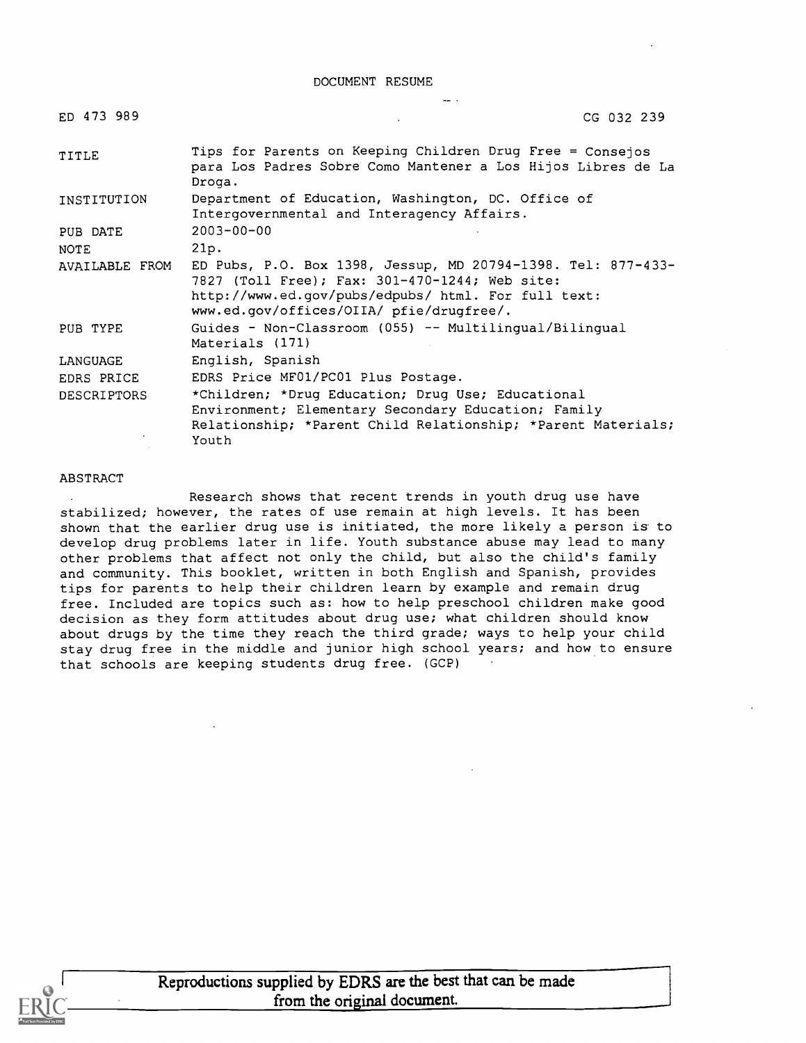# DOCUMENT RESUME

| | |
|---|---|
| ED 473 989 | CG 032 239 |
| TITLE | Tips for Parents on Keeping Children Drug Free = Consejos para Los Padres Sobre Como Mantener a Los Hijos Libres de La Droga. |
| INSTITUTION | Department of Education, Washington, DC. Office of Intergovernmental and Interagency Affairs. |
| PUB DATE | 2003-00-00 |
| NOTE | 21p. |
| AVAILABLE FROM | ED Pubs, P.O. Box 1398, Jessup, MD 20794-1398. Tel: 877-433-7827 (Toll Free); Fax: 301-470-1244; Web site: http://www.ed.gov/pubs/edpubs/ html. For full text: www.ed.gov/offices/OIIA/ pfie/drugfree/. |
| PUB TYPE | Guides - Non-Classroom (055) -- Multilingual/Bilingual Materials (171) |
| LANGUAGE | English, Spanish |
| EDRS PRICE | EDRS Price MF01/PC01 Plus Postage. |
| DESCRIPTORS | *Children; *Drug Education; Drug Use; Educational Environment; Elementary Secondary Education; Family Relationship; *Parent Child Relationship; *Parent Materials; Youth |

## ABSTRACT

Research shows that recent trends in youth drug use have stabilized; however, the rates of use remain at high levels. It has been shown that the earlier drug use is initiated, the more likely a person is to develop drug problems later in life. Youth substance abuse may lead to many other problems that affect not only the child, but also the child's family and community. This booklet, written in both English and Spanish, provides tips for parents to help their children learn by example and remain drug free. Included are topics such as: how to help preschool children make good decision as they form attitudes about drug use; what children should know about drugs by the time they reach the third grade; ways to help your child stay drug free in the middle and junior high school years; and how to ensure that schools are keeping students drug free. (GCP)

Reproductions supplied by EDRS are the best that can be made from the original document.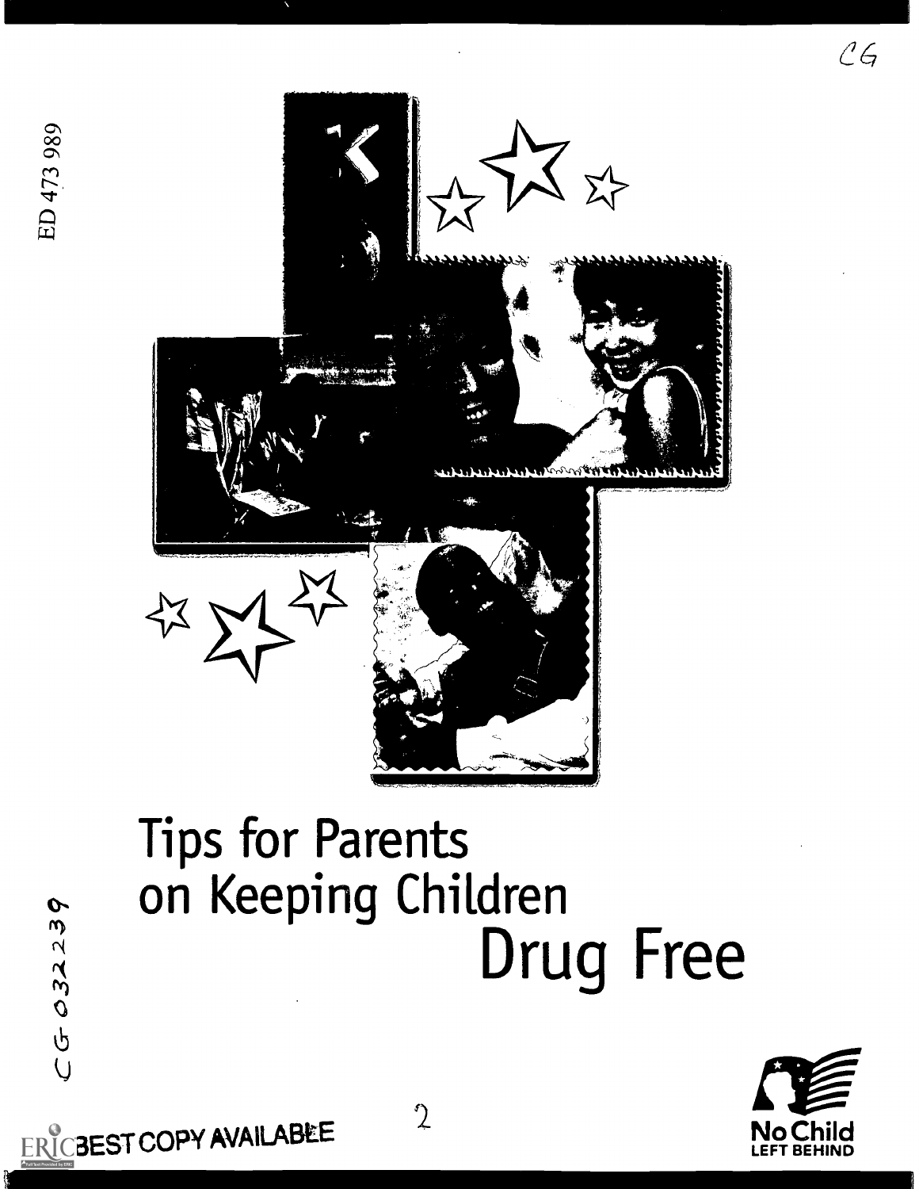# Tips for Parents on Keeping Children Drug Free

No Child LEFT BEHIND

BEST COPY AVAILABLE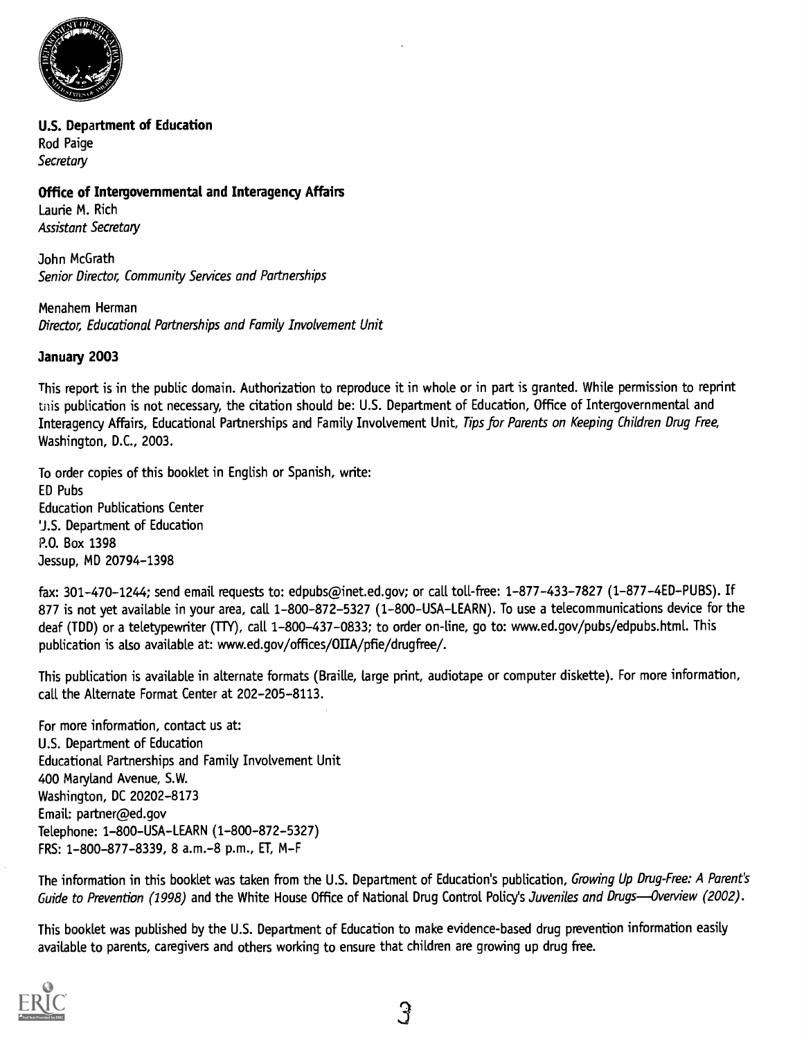**U.S. Department of Education**
Rod Paige
*Secretary*

**Office of Intergovernmental and Interagency Affairs**
Laurie M. Rich
*Assistant Secretary*

John McGrath
*Senior Director, Community Services and Partnerships*

Menahem Herman
*Director, Educational Partnerships and Family Involvement Unit*

**January 2003**

This report is in the public domain. Authorization to reproduce it in whole or in part is granted. While permission to reprint this publication is not necessary, the citation should be: U.S. Department of Education, Office of Intergovernmental and Interagency Affairs, Educational Partnerships and Family Involvement Unit, *Tips for Parents on Keeping Children Drug Free*, Washington, D.C., 2003.

To order copies of this booklet in English or Spanish, write:
ED Pubs
Education Publications Center
U.S. Department of Education
P.O. Box 1398
Jessup, MD 20794-1398

fax: 301-470-1244; send email requests to: edpubs@inet.ed.gov; or call toll-free: 1-877-433-7827 (1-877-4ED-PUBS). If 877 is not yet available in your area, call 1-800-872-5327 (1-800-USA-LEARN). To use a telecommunications device for the deaf (TDD) or a teletypewriter (TTY), call 1-800-437-0833; to order on-line, go to: www.ed.gov/pubs/edpubs.html. This publication is also available at: www.ed.gov/offices/OIIA/pfie/drugfree/.

This publication is available in alternate formats (Braille, large print, audiotape or computer diskette). For more information, call the Alternate Format Center at 202-205-8113.

For more information, contact us at:
U.S. Department of Education
Educational Partnerships and Family Involvement Unit
400 Maryland Avenue, S.W.
Washington, DC 20202-8173
Email: partner@ed.gov
Telephone: 1-800-USA-LEARN (1-800-872-5327)
FRS: 1-800-877-8339, 8 a.m.-8 p.m., ET, M-F

The information in this booklet was taken from the U.S. Department of Education's publication, *Growing Up Drug-Free: A Parent's Guide to Prevention (1998)* and the White House Office of National Drug Control Policy's *Juveniles and Drugs—Overview (2002)*.

This booklet was published by the U.S. Department of Education to make evidence-based drug prevention information easily available to parents, caregivers and others working to ensure that children are growing up drug free.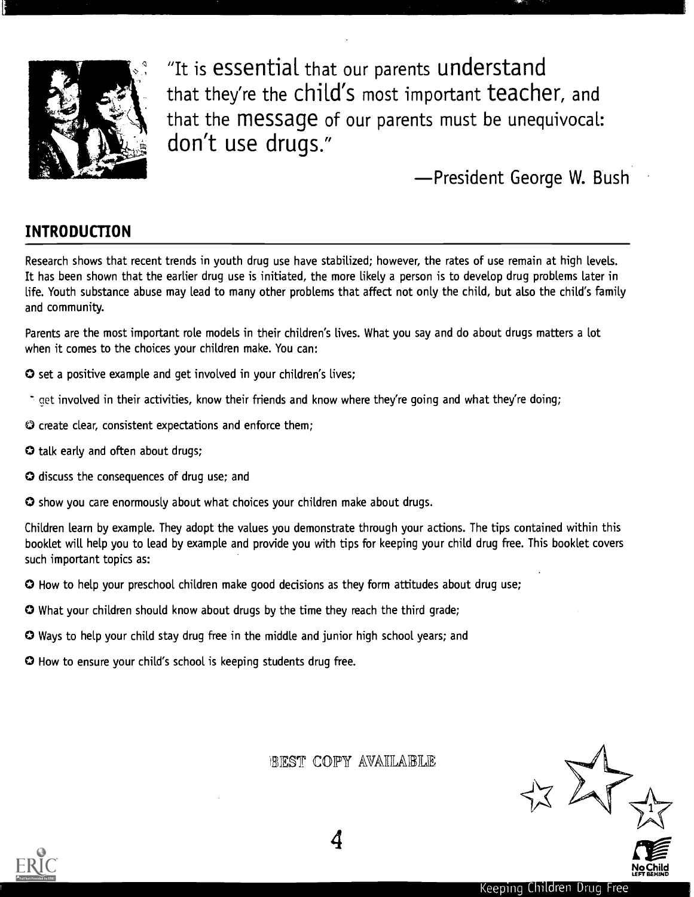"It is essential that our parents understand that they're the child's most important teacher, and that the message of our parents must be unequivocal: don't use drugs."

—President George W. Bush

## INTRODUCTION

Research shows that recent trends in youth drug use have stabilized; however, the rates of use remain at high levels. It has been shown that the earlier drug use is initiated, the more likely a person is to develop drug problems later in life. Youth substance abuse may lead to many other problems that affect not only the child, but also the child's family and community.

Parents are the most important role models in their children's lives. What you say and do about drugs matters a lot when it comes to the choices your children make. You can:

- set a positive example and get involved in your children's lives;
- get involved in their activities, know their friends and know where they're going and what they're doing;
- create clear, consistent expectations and enforce them;
- talk early and often about drugs;
- discuss the consequences of drug use; and
- show you care enormously about what choices your children make about drugs.

Children learn by example. They adopt the values you demonstrate through your actions. The tips contained within this booklet will help you to lead by example and provide you with tips for keeping your child drug free. This booklet covers such important topics as:

- How to help your preschool children make good decisions as they form attitudes about drug use;
- What your children should know about drugs by the time they reach the third grade;
- Ways to help your child stay drug free in the middle and junior high school years; and
- How to ensure your child's school is keeping students drug free.

BEST COPY AVAILABLE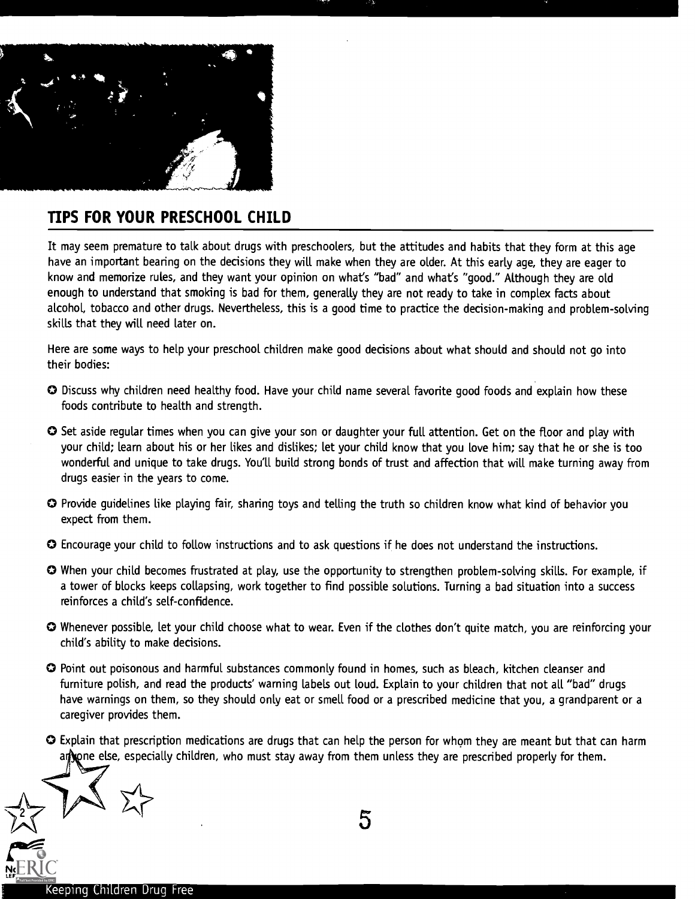## TIPS FOR YOUR PRESCHOOL CHILD

It may seem premature to talk about drugs with preschoolers, but the attitudes and habits that they form at this age have an important bearing on the decisions they will make when they are older. At this early age, they are eager to know and memorize rules, and they want your opinion on what's "bad" and what's "good." Although they are old enough to understand that smoking is bad for them, generally they are not ready to take in complex facts about alcohol, tobacco and other drugs. Nevertheless, this is a good time to practice the decision-making and problem-solving skills that they will need later on.

Here are some ways to help your preschool children make good decisions about what should and should not go into their bodies:

- Discuss why children need healthy food. Have your child name several favorite good foods and explain how these foods contribute to health and strength.
- Set aside regular times when you can give your son or daughter your full attention. Get on the floor and play with your child; learn about his or her likes and dislikes; let your child know that you love him; say that he or she is too wonderful and unique to take drugs. You'll build strong bonds of trust and affection that will make turning away from drugs easier in the years to come.
- Provide guidelines like playing fair, sharing toys and telling the truth so children know what kind of behavior you expect from them.
- Encourage your child to follow instructions and to ask questions if he does not understand the instructions.
- When your child becomes frustrated at play, use the opportunity to strengthen problem-solving skills. For example, if a tower of blocks keeps collapsing, work together to find possible solutions. Turning a bad situation into a success reinforces a child's self-confidence.
- Whenever possible, let your child choose what to wear. Even if the clothes don't quite match, you are reinforcing your child's ability to make decisions.
- Point out poisonous and harmful substances commonly found in homes, such as bleach, kitchen cleanser and furniture polish, and read the products' warning labels out loud. Explain to your children that not all "bad" drugs have warnings on them, so they should only eat or smell food or a prescribed medicine that you, a grandparent or a caregiver provides them.
- Explain that prescription medications are drugs that can help the person for whom they are meant but that can harm anyone else, especially children, who must stay away from them unless they are prescribed properly for them.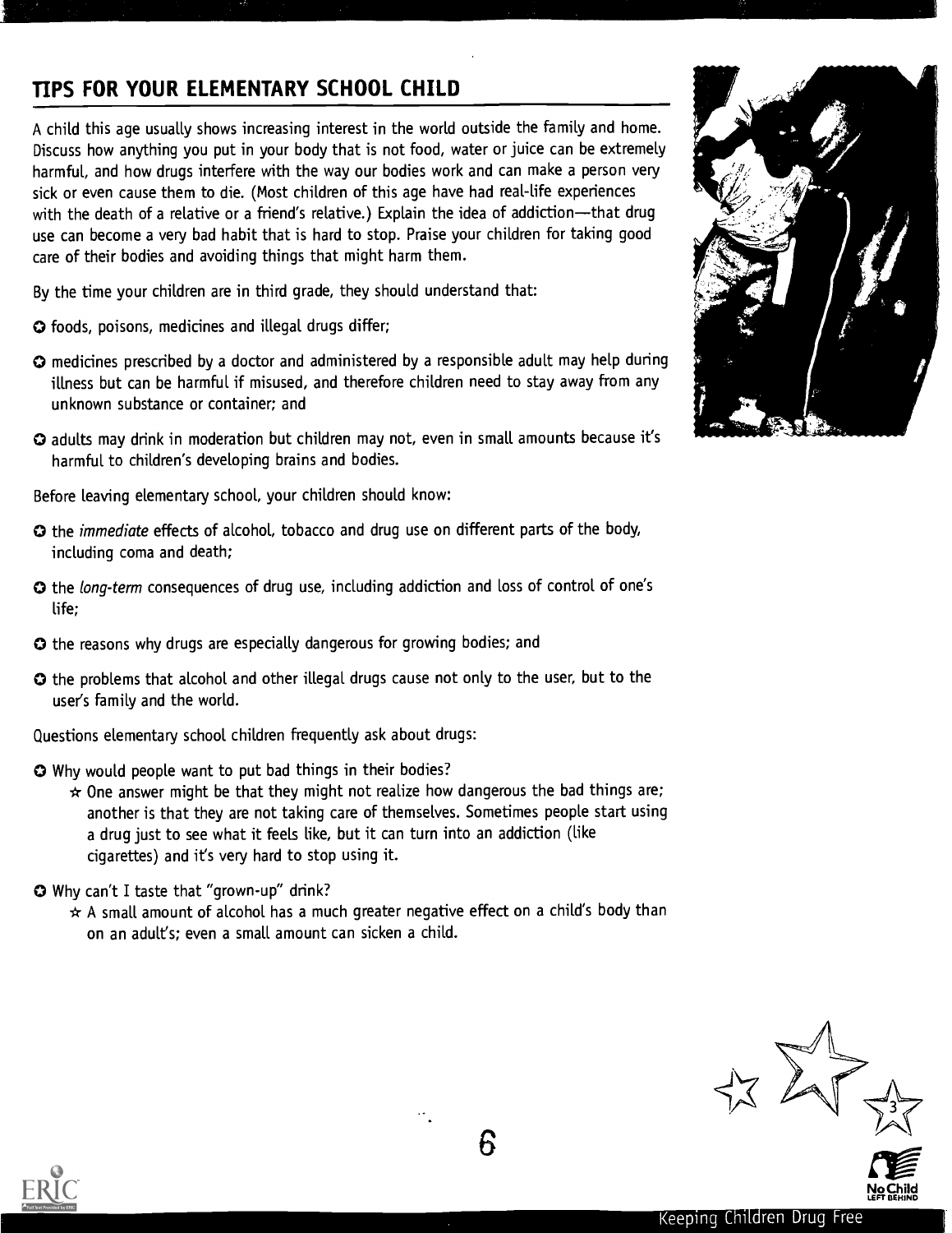## TIPS FOR YOUR ELEMENTARY SCHOOL CHILD

A child this age usually shows increasing interest in the world outside the family and home. Discuss how anything you put in your body that is not food, water or juice can be extremely harmful, and how drugs interfere with the way our bodies work and can make a person very sick or even cause them to die. (Most children of this age have had real-life experiences with the death of a relative or a friend's relative.) Explain the idea of addiction—that drug use can become a very bad habit that is hard to stop. Praise your children for taking good care of their bodies and avoiding things that might harm them.

By the time your children are in third grade, they should understand that:

- foods, poisons, medicines and illegal drugs differ;
- medicines prescribed by a doctor and administered by a responsible adult may help during illness but can be harmful if misused, and therefore children need to stay away from any unknown substance or container; and
- adults may drink in moderation but children may not, even in small amounts because it's harmful to children's developing brains and bodies.

Before leaving elementary school, your children should know:

- the *immediate* effects of alcohol, tobacco and drug use on different parts of the body, including coma and death;
- the *long-term* consequences of drug use, including addiction and loss of control of one's life;
- the reasons why drugs are especially dangerous for growing bodies; and
- the problems that alcohol and other illegal drugs cause not only to the user, but to the user's family and the world.

Questions elementary school children frequently ask about drugs:

- Why would people want to put bad things in their bodies?
  - ☆ One answer might be that they might not realize how dangerous the bad things are; another is that they are not taking care of themselves. Sometimes people start using a drug just to see what it feels like, but it can turn into an addiction (like cigarettes) and it's very hard to stop using it.
- Why can't I taste that "grown-up" drink?
  - ☆ A small amount of alcohol has a much greater negative effect on a child's body than on an adult's; even a small amount can sicken a child.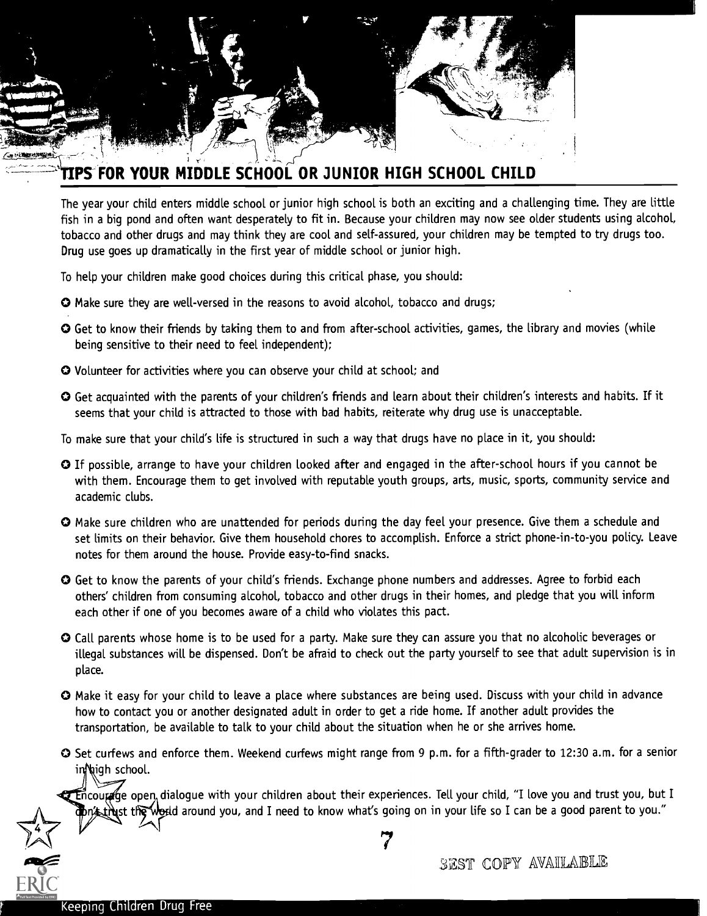## TIPS FOR YOUR MIDDLE SCHOOL OR JUNIOR HIGH SCHOOL CHILD

The year your child enters middle school or junior high school is both an exciting and a challenging time. They are little fish in a big pond and often want desperately to fit in. Because your children may now see older students using alcohol, tobacco and other drugs and may think they are cool and self-assured, your children may be tempted to try drugs too. Drug use goes up dramatically in the first year of middle school or junior high.

To help your children make good choices during this critical phase, you should:

- Make sure they are well-versed in the reasons to avoid alcohol, tobacco and drugs;
- Get to know their friends by taking them to and from after-school activities, games, the library and movies (while being sensitive to their need to feel independent);
- Volunteer for activities where you can observe your child at school; and
- Get acquainted with the parents of your children's friends and learn about their children's interests and habits. If it seems that your child is attracted to those with bad habits, reiterate why drug use is unacceptable.

To make sure that your child's life is structured in such a way that drugs have no place in it, you should:

- If possible, arrange to have your children looked after and engaged in the after-school hours if you cannot be with them. Encourage them to get involved with reputable youth groups, arts, music, sports, community service and academic clubs.
- Make sure children who are unattended for periods during the day feel your presence. Give them a schedule and set limits on their behavior. Give them household chores to accomplish. Enforce a strict phone-in-to-you policy. Leave notes for them around the house. Provide easy-to-find snacks.
- Get to know the parents of your child's friends. Exchange phone numbers and addresses. Agree to forbid each others' children from consuming alcohol, tobacco and other drugs in their homes, and pledge that you will inform each other if one of you becomes aware of a child who violates this pact.
- Call parents whose home is to be used for a party. Make sure they can assure you that no alcoholic beverages or illegal substances will be dispensed. Don't be afraid to check out the party yourself to see that adult supervision is in place.
- Make it easy for your child to leave a place where substances are being used. Discuss with your child in advance how to contact you or another designated adult in order to get a ride home. If another adult provides the transportation, be available to talk to your child about the situation when he or she arrives home.
- Set curfews and enforce them. Weekend curfews might range from 9 p.m. for a fifth-grader to 12:30 a.m. for a senior in high school.
- Encourage open dialogue with your children about their experiences. Tell your child, "I love you and trust you, but I don't trust the world around you, and I need to know what's going on in your life so I can be a good parent to you."

BEST COPY AVAILABLE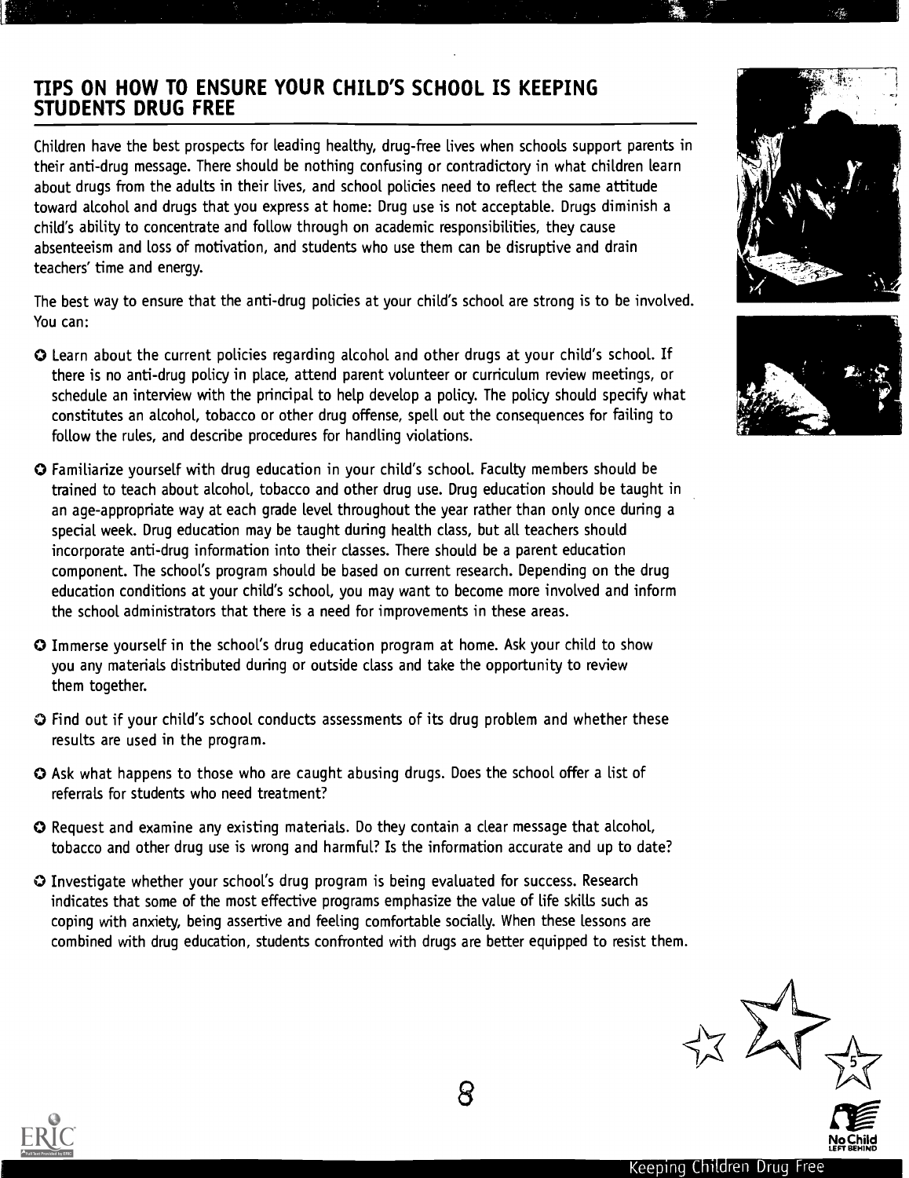## TIPS ON HOW TO ENSURE YOUR CHILD'S SCHOOL IS KEEPING STUDENTS DRUG FREE

Children have the best prospects for leading healthy, drug-free lives when schools support parents in their anti-drug message. There should be nothing confusing or contradictory in what children learn about drugs from the adults in their lives, and school policies need to reflect the same attitude toward alcohol and drugs that you express at home: Drug use is not acceptable. Drugs diminish a child's ability to concentrate and follow through on academic responsibilities, they cause absenteeism and loss of motivation, and students who use them can be disruptive and drain teachers' time and energy.

The best way to ensure that the anti-drug policies at your child's school are strong is to be involved. You can:

- Learn about the current policies regarding alcohol and other drugs at your child's school. If there is no anti-drug policy in place, attend parent volunteer or curriculum review meetings, or schedule an interview with the principal to help develop a policy. The policy should specify what constitutes an alcohol, tobacco or other drug offense, spell out the consequences for failing to follow the rules, and describe procedures for handling violations.
- Familiarize yourself with drug education in your child's school. Faculty members should be trained to teach about alcohol, tobacco and other drug use. Drug education should be taught in an age-appropriate way at each grade level throughout the year rather than only once during a special week. Drug education may be taught during health class, but all teachers should incorporate anti-drug information into their classes. There should be a parent education component. The school's program should be based on current research. Depending on the drug education conditions at your child's school, you may want to become more involved and inform the school administrators that there is a need for improvements in these areas.
- Immerse yourself in the school's drug education program at home. Ask your child to show you any materials distributed during or outside class and take the opportunity to review them together.
- Find out if your child's school conducts assessments of its drug problem and whether these results are used in the program.
- Ask what happens to those who are caught abusing drugs. Does the school offer a list of referrals for students who need treatment?
- Request and examine any existing materials. Do they contain a clear message that alcohol, tobacco and other drug use is wrong and harmful? Is the information accurate and up to date?
- Investigate whether your school's drug program is being evaluated for success. Research indicates that some of the most effective programs emphasize the value of life skills such as coping with anxiety, being assertive and feeling comfortable socially. When these lessons are combined with drug education, students confronted with drugs are better equipped to resist them.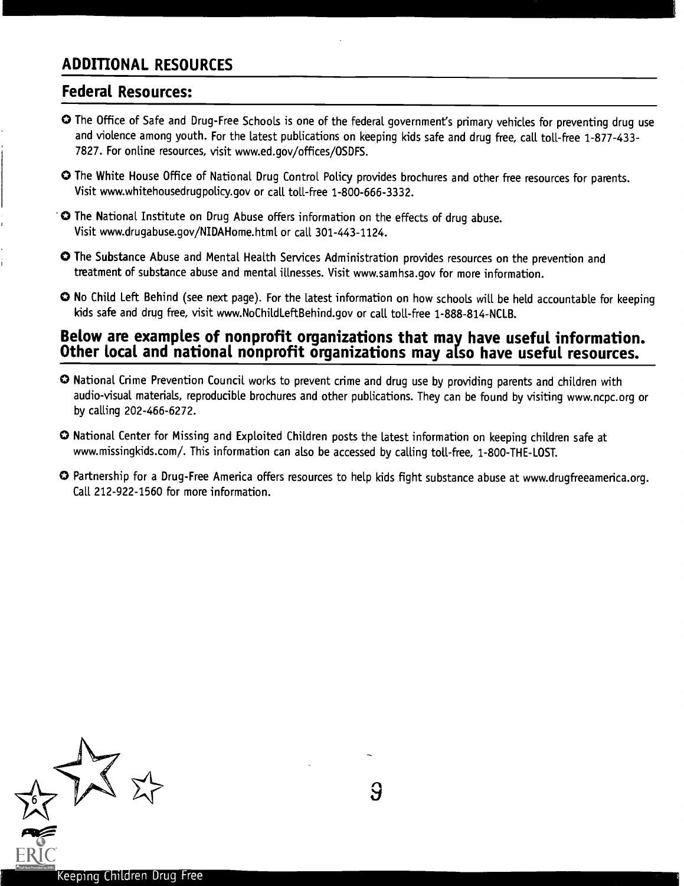## ADDITIONAL RESOURCES

### Federal Resources:

- The Office of Safe and Drug-Free Schools is one of the federal government's primary vehicles for preventing drug use and violence among youth. For the latest publications on keeping kids safe and drug free, call toll-free 1-877-433-7827. For online resources, visit www.ed.gov/offices/OSDFS.
- The White House Office of National Drug Control Policy provides brochures and other free resources for parents. Visit www.whitehousedrugpolicy.gov or call toll-free 1-800-666-3332.
- The National Institute on Drug Abuse offers information on the effects of drug abuse. Visit www.drugabuse.gov/NIDAHome.html or call 301-443-1124.
- The Substance Abuse and Mental Health Services Administration provides resources on the prevention and treatment of substance abuse and mental illnesses. Visit www.samhsa.gov for more information.
- No Child Left Behind (see next page). For the latest information on how schools will be held accountable for keeping kids safe and drug free, visit www.NoChildLeftBehind.gov or call toll-free 1-888-814-NCLB.

### Below are examples of nonprofit organizations that may have useful information. Other local and national nonprofit organizations may also have useful resources.

- National Crime Prevention Council works to prevent crime and drug use by providing parents and children with audio-visual materials, reproducible brochures and other publications. They can be found by visiting www.ncpc.org or by calling 202-466-6272.
- National Center for Missing and Exploited Children posts the latest information on keeping children safe at www.missingkids.com/. This information can also be accessed by calling toll-free, 1-800-THE-LOST.
- Partnership for a Drug-Free America offers resources to help kids fight substance abuse at www.drugfreeamerica.org. Call 212-922-1560 for more information.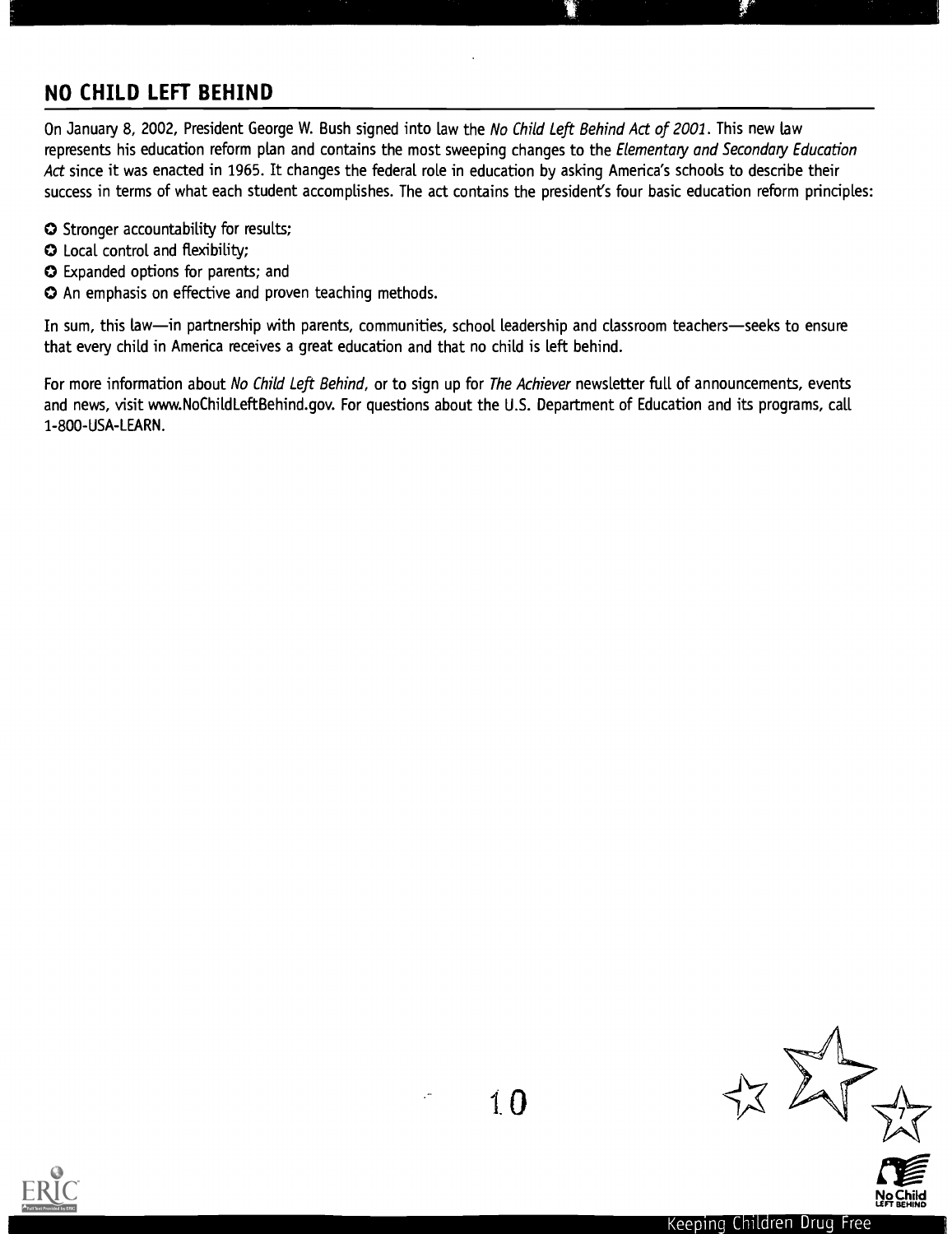## NO CHILD LEFT BEHIND

On January 8, 2002, President George W. Bush signed into law the *No Child Left Behind Act of 2001*. This new law represents his education reform plan and contains the most sweeping changes to the *Elementary and Secondary Education Act* since it was enacted in 1965. It changes the federal role in education by asking America's schools to describe their success in terms of what each student accomplishes. The act contains the president's four basic education reform principles:

- Stronger accountability for results;
- Local control and flexibility;
- Expanded options for parents; and
- An emphasis on effective and proven teaching methods.

In sum, this law—in partnership with parents, communities, school leadership and classroom teachers—seeks to ensure that every child in America receives a great education and that no child is left behind.

For more information about *No Child Left Behind*, or to sign up for *The Achiever* newsletter full of announcements, events and news, visit www.NoChildLeftBehind.gov. For questions about the U.S. Department of Education and its programs, call 1-800-USA-LEARN.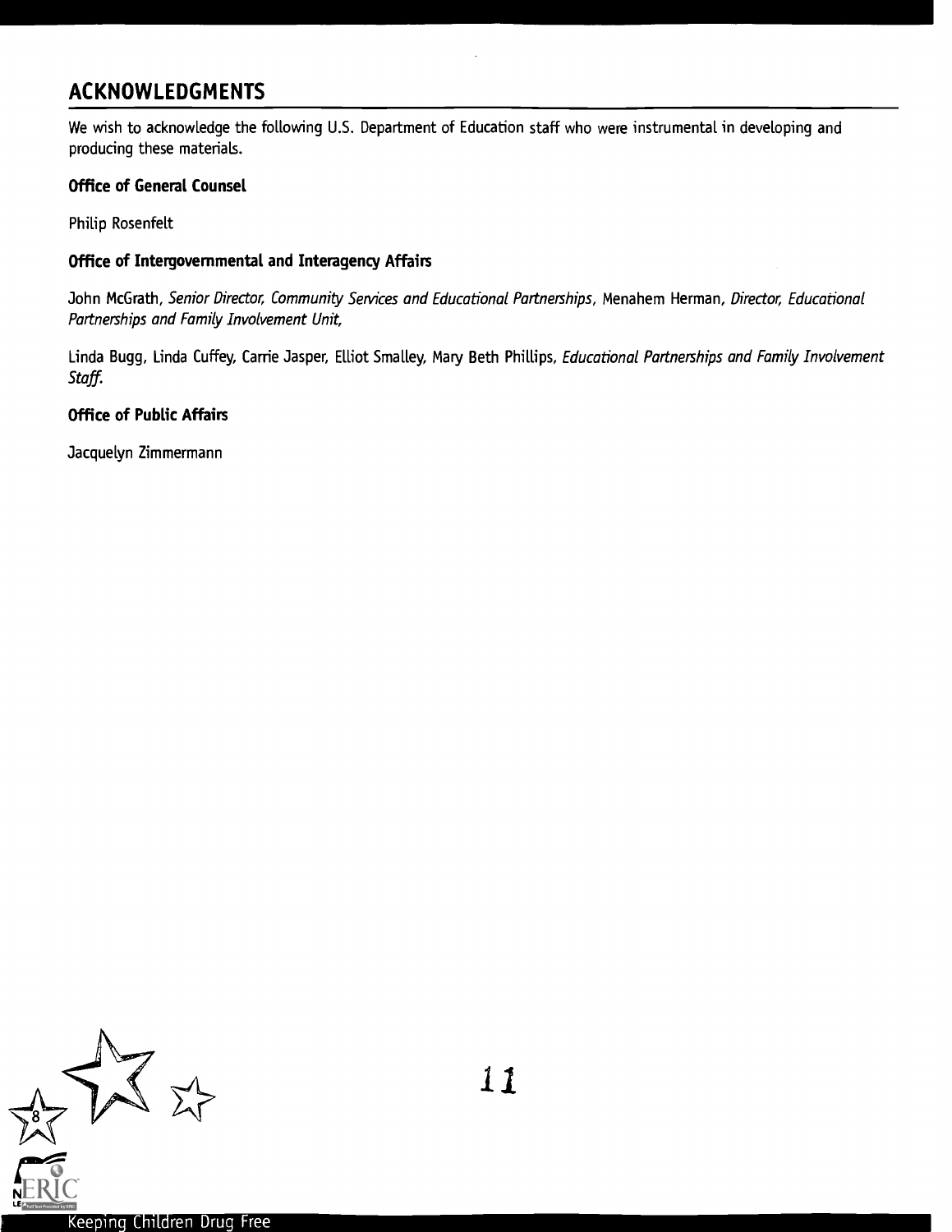## ACKNOWLEDGMENTS

We wish to acknowledge the following U.S. Department of Education staff who were instrumental in developing and producing these materials.

**Office of General Counsel**

Philip Rosenfelt

**Office of Intergovernmental and Interagency Affairs**

John McGrath, *Senior Director, Community Services and Educational Partnerships*, Menahem Herman, *Director, Educational Partnerships and Family Involvement Unit*,

Linda Bugg, Linda Cuffey, Carrie Jasper, Elliot Smalley, Mary Beth Phillips, *Educational Partnerships and Family Involvement Staff.*

**Office of Public Affairs**

Jacquelyn Zimmermann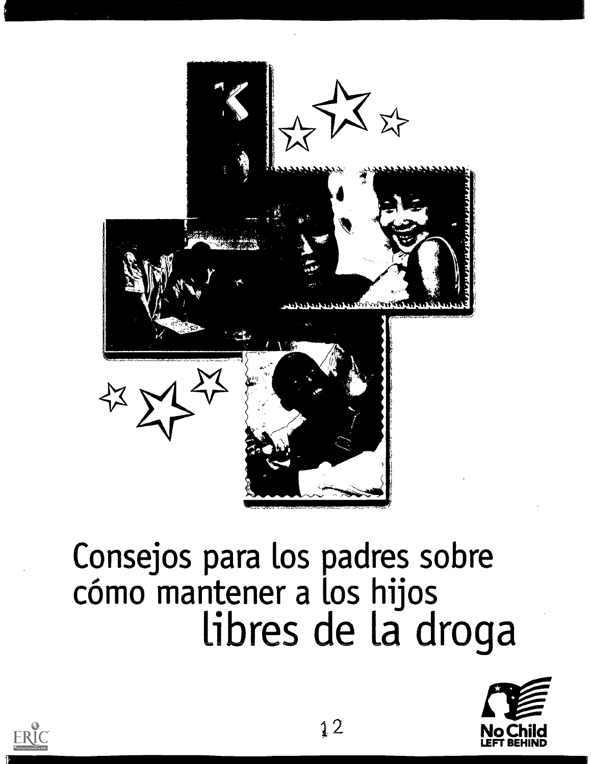# Consejos para los padres sobre cómo mantener a los hijos libres de la droga

No Child LEFT BEHIND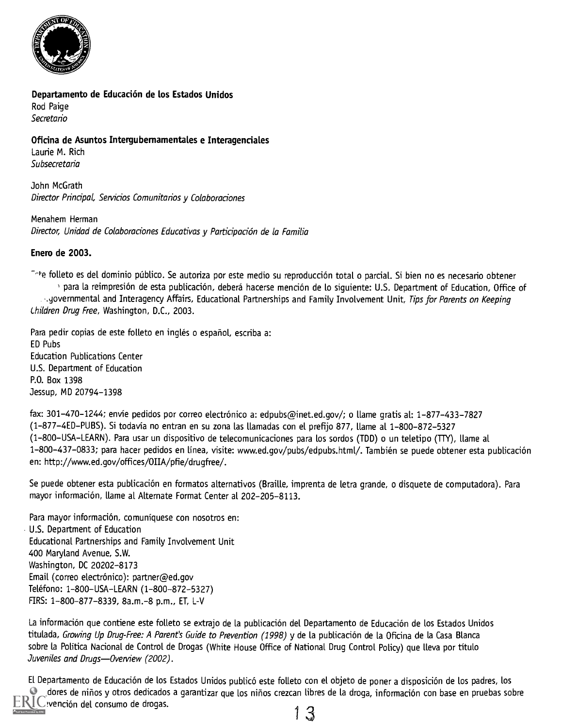**Departamento de Educación de los Estados Unidos**
Rod Paige
*Secretario*

**Oficina de Asuntos Intergubernamentales e Interagenciales**
Laurie M. Rich
*Subsecretaria*

John McGrath
*Director Principal, Servicios Comunitarios y Colaboraciones*

Menahem Herman
*Director, Unidad de Colaboraciones Educativas y Participación de la Familia*

**Enero de 2003.**

Este folleto es del dominio público. Se autoriza por este medio su reproducción total o parcial. Si bien no es necesario obtener permiso para la reimpresión de esta publicación, deberá hacerse mención de lo siguiente: U.S. Department of Education, Office of Intergovernmental and Interagency Affairs, Educational Partnerships and Family Involvement Unit, *Tips for Parents on Keeping Children Drug Free*, Washington, D.C., 2003.

Para pedir copias de este folleto en inglés o español, escriba a:
ED Pubs
Education Publications Center
U.S. Department of Education
P.O. Box 1398
Jessup, MD 20794-1398

fax: 301-470-1244; envíe pedidos por correo electrónico a: edpubs@inet.ed.gov/; o llame gratis al: 1-877-433-7827 (1-877-4ED-PUBS). Si todavía no entran en su zona las llamadas con el prefijo 877, llame al 1-800-872-5327 (1-800-USA-LEARN). Para usar un dispositivo de telecomunicaciones para los sordos (TDD) o un teletipo (TTY), llame al 1-800-437-0833; para hacer pedidos en línea, visite: www.ed.gov/pubs/edpubs.html/. También se puede obtener esta publicación en: http://www.ed.gov/offices/OIIA/pfie/drugfree/.

Se puede obtener esta publicación en formatos alternativos (Braille, imprenta de letra grande, o disquete de computadora). Para mayor información, llame al Alternate Format Center al 202-205-8113.

Para mayor información, comuníquese con nosotros en:
U.S. Department of Education
Educational Partnerships and Family Involvement Unit
400 Maryland Avenue, S.W.
Washington, DC 20202-8173
Email (correo electrónico): partner@ed.gov
Teléfono: 1-800-USA-LEARN (1-800-872-5327)
FIRS: 1-800-877-8339, 8a.m.-8 p.m., ET, L-V

La información que contiene este folleto se extrajo de la publicación del Departamento de Educación de los Estados Unidos titulada, *Growing Up Drug-Free: A Parent's Guide to Prevention (1998)* y de la publicación de la Oficina de la Casa Blanca sobre la Política Nacional de Control de Drogas (White House Office of National Drug Control Policy) que lleva por título *Juveniles and Drugs—Overview (2002)*.

El Departamento de Educación de los Estados Unidos publicó este folleto con el objeto de poner a disposición de los padres, los educadores de niños y otros dedicados a garantizar que los niños crezcan libres de la droga, información con base en pruebas sobre la prevención del consumo de drogas.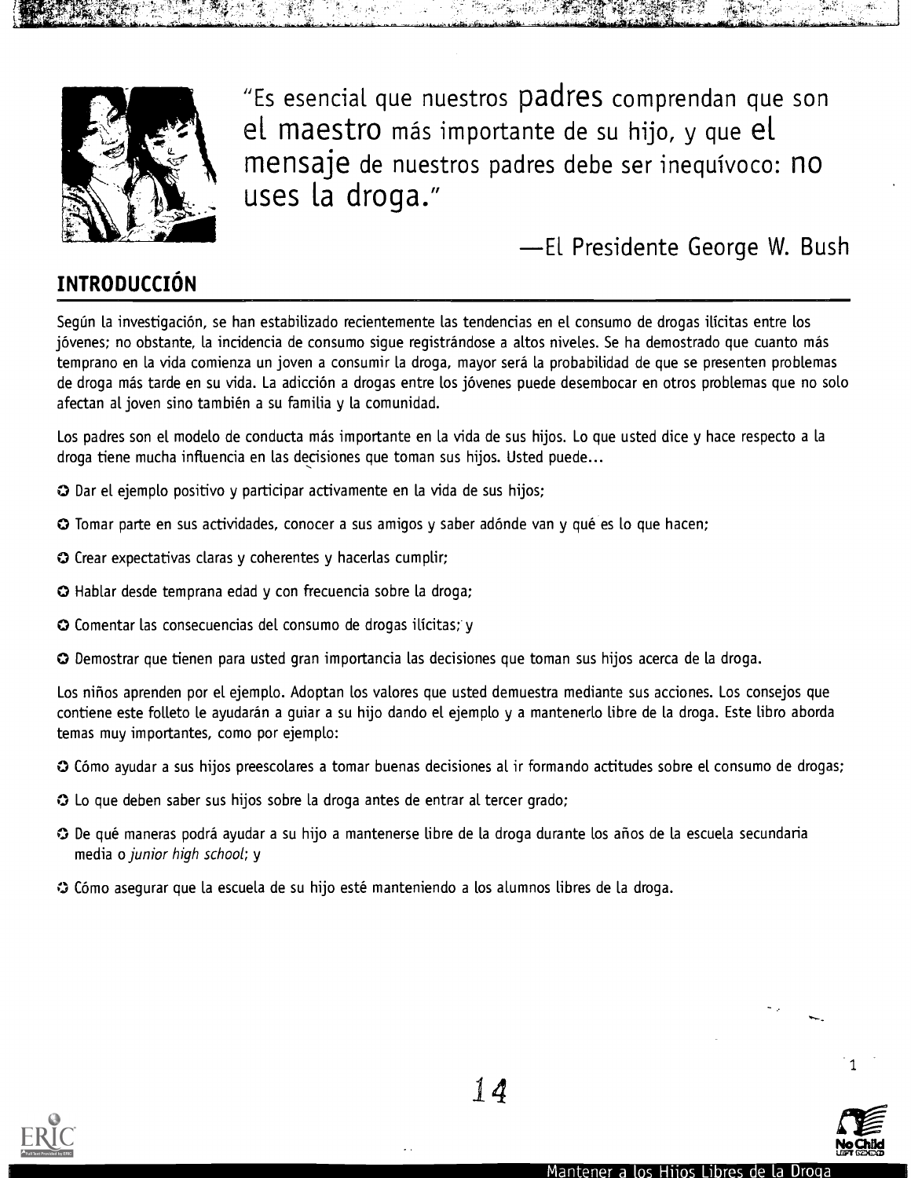"Es esencial que nuestros **padres** comprendan que son **el maestro** más importante de su hijo, y que **el mensaje** de nuestros padres debe ser inequívoco: **no uses la droga.**"

—El Presidente George W. Bush

## INTRODUCCIÓN

Según la investigación, se han estabilizado recientemente las tendencias en el consumo de drogas ilícitas entre los jóvenes; no obstante, la incidencia de consumo sigue registrándose a altos niveles. Se ha demostrado que cuanto más temprano en la vida comienza un joven a consumir la droga, mayor será la probabilidad de que se presenten problemas de droga más tarde en su vida. La adicción a drogas entre los jóvenes puede desembocar en otros problemas que no solo afectan al joven sino también a su familia y la comunidad.

Los padres son el modelo de conducta más importante en la vida de sus hijos. Lo que usted dice y hace respecto a la droga tiene mucha influencia en las decisiones que toman sus hijos. Usted puede...

- Dar el ejemplo positivo y participar activamente en la vida de sus hijos;
- Tomar parte en sus actividades, conocer a sus amigos y saber adónde van y qué es lo que hacen;
- Crear expectativas claras y coherentes y hacerlas cumplir;
- Hablar desde temprana edad y con frecuencia sobre la droga;
- Comentar las consecuencias del consumo de drogas ilícitas; y
- Demostrar que tienen para usted gran importancia las decisiones que toman sus hijos acerca de la droga.

Los niños aprenden por el ejemplo. Adoptan los valores que usted demuestra mediante sus acciones. Los consejos que contiene este folleto le ayudarán a guiar a su hijo dando el ejemplo y a mantenerlo libre de la droga. Este libro aborda temas muy importantes, como por ejemplo:

- Cómo ayudar a sus hijos preescolares a tomar buenas decisiones al ir formando actitudes sobre el consumo de drogas;
- Lo que deben saber sus hijos sobre la droga antes de entrar al tercer grado;
- De qué maneras podrá ayudar a su hijo a mantenerse libre de la droga durante los años de la escuela secundaria media o *junior high school*; y
- Cómo asegurar que la escuela de su hijo esté manteniendo a los alumnos libres de la droga.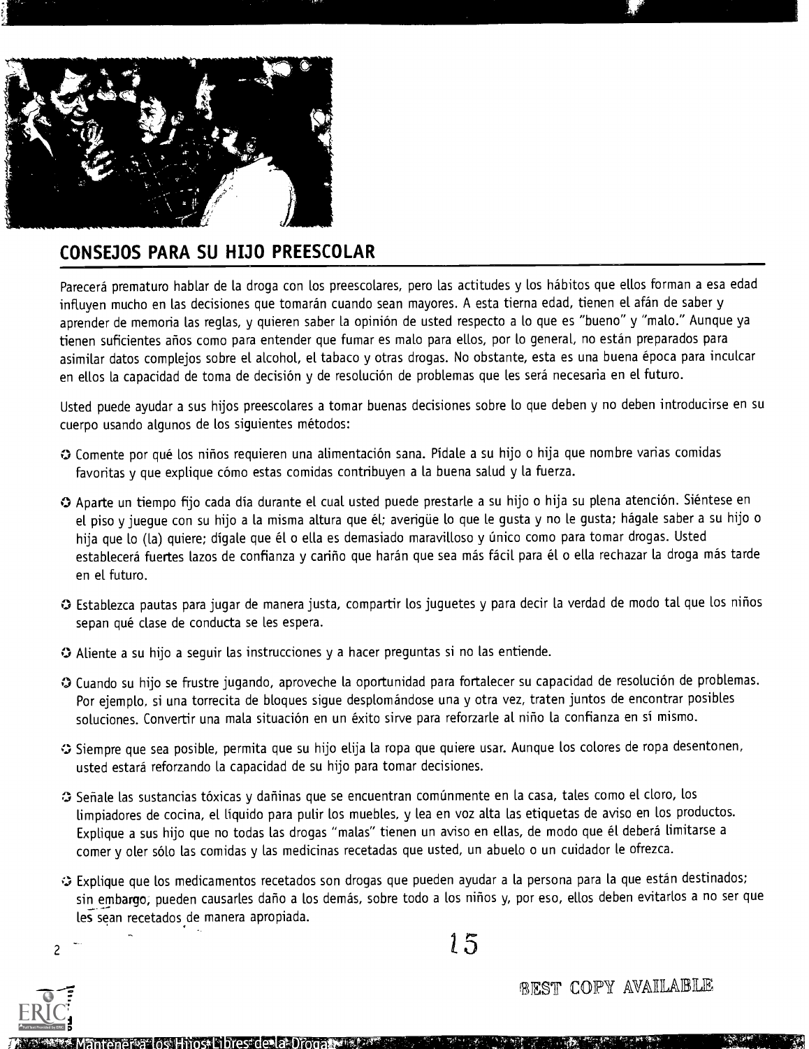## CONSEJOS PARA SU HIJO PREESCOLAR

Parecerá prematuro hablar de la droga con los preescolares, pero las actitudes y los hábitos que ellos forman a esa edad influyen mucho en las decisiones que tomarán cuando sean mayores. A esta tierna edad, tienen el afán de saber y aprender de memoria las reglas, y quieren saber la opinión de usted respecto a lo que es "bueno" y "malo." Aunque ya tienen suficientes años como para entender que fumar es malo para ellos, por lo general, no están preparados para asimilar datos complejos sobre el alcohol, el tabaco y otras drogas. No obstante, esta es una buena época para inculcar en ellos la capacidad de toma de decisión y de resolución de problemas que les será necesaria en el futuro.

Usted puede ayudar a sus hijos preescolares a tomar buenas decisiones sobre lo que deben y no deben introducirse en su cuerpo usando algunos de los siguientes métodos:

- Comente por qué los niños requieren una alimentación sana. Pídale a su hijo o hija que nombre varias comidas favoritas y que explique cómo estas comidas contribuyen a la buena salud y la fuerza.
- Aparte un tiempo fijo cada día durante el cual usted puede prestarle a su hijo o hija su plena atención. Siéntese en el piso y juegue con su hijo a la misma altura que él; averigüe lo que le gusta y no le gusta; hágale saber a su hijo o hija que lo (la) quiere; dígale que él o ella es demasiado maravilloso y único como para tomar drogas. Usted establecerá fuertes lazos de confianza y cariño que harán que sea más fácil para él o ella rechazar la droga más tarde en el futuro.
- Establezca pautas para jugar de manera justa, compartir los juguetes y para decir la verdad de modo tal que los niños sepan qué clase de conducta se les espera.
- Aliente a su hijo a seguir las instrucciones y a hacer preguntas si no las entiende.
- Cuando su hijo se frustre jugando, aproveche la oportunidad para fortalecer su capacidad de resolución de problemas. Por ejemplo, si una torrecita de bloques sigue desplomándose una y otra vez, traten juntos de encontrar posibles soluciones. Convertir una mala situación en un éxito sirve para reforzarle al niño la confianza en sí mismo.
- Siempre que sea posible, permita que su hijo elija la ropa que quiere usar. Aunque los colores de ropa desentonen, usted estará reforzando la capacidad de su hijo para tomar decisiones.
- Señale las sustancias tóxicas y dañinas que se encuentran comúnmente en la casa, tales como el cloro, los limpiadores de cocina, el líquido para pulir los muebles, y lea en voz alta las etiquetas de aviso en los productos. Explique a sus hijo que no todas las drogas "malas" tienen un aviso en ellas, de modo que él deberá limitarse a comer y oler sólo las comidas y las medicinas recetadas que usted, un abuelo o un cuidador le ofrezca.
- Explique que los medicamentos recetados son drogas que pueden ayudar a la persona para la que están destinados; sin embargo, pueden causarles daño a los demás, sobre todo a los niños y, por eso, ellos deben evitarlos a no ser que les sean recetados de manera apropiada.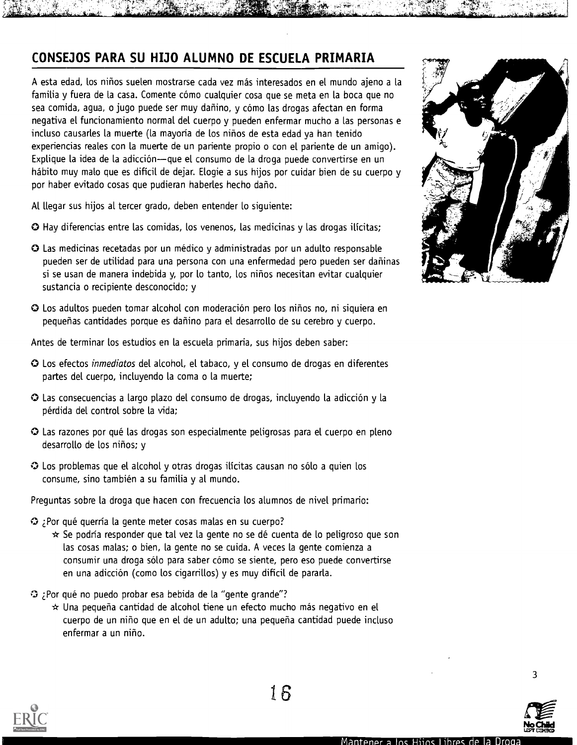## CONSEJOS PARA SU HIJO ALUMNO DE ESCUELA PRIMARIA

A esta edad, los niños suelen mostrarse cada vez más interesados en el mundo ajeno a la familia y fuera de la casa. Comente cómo cualquier cosa que se meta en la boca que no sea comida, agua, o jugo puede ser muy dañino, y cómo las drogas afectan en forma negativa el funcionamiento normal del cuerpo y pueden enfermar mucho a las personas e incluso causarles la muerte (la mayoría de los niños de esta edad ya han tenido experiencias reales con la muerte de un pariente propio o con el pariente de un amigo). Explique la idea de la adicción—que el consumo de la droga puede convertirse en un hábito muy malo que es difícil de dejar. Elogie a sus hijos por cuidar bien de su cuerpo y por haber evitado cosas que pudieran haberles hecho daño.

Al llegar sus hijos al tercer grado, deben entender lo siguiente:

- Hay diferencias entre las comidas, los venenos, las medicinas y las drogas ilícitas;
- Las medicinas recetadas por un médico y administradas por un adulto responsable pueden ser de utilidad para una persona con una enfermedad pero pueden ser dañinas si se usan de manera indebida y, por lo tanto, los niños necesitan evitar cualquier sustancia o recipiente desconocido; y
- Los adultos pueden tomar alcohol con moderación pero los niños no, ni siquiera en pequeñas cantidades porque es dañino para el desarrollo de su cerebro y cuerpo.

Antes de terminar los estudios en la escuela primaria, sus hijos deben saber:

- Los efectos *inmediatos* del alcohol, el tabaco, y el consumo de drogas en diferentes partes del cuerpo, incluyendo la coma o la muerte;
- Las consecuencias a largo plazo del consumo de drogas, incluyendo la adicción y la pérdida del control sobre la vida;
- Las razones por qué las drogas son especialmente peligrosas para el cuerpo en pleno desarrollo de los niños; y
- Los problemas que el alcohol y otras drogas ilícitas causan no sólo a quien los consume, sino también a su familia y al mundo.

Preguntas sobre la droga que hacen con frecuencia los alumnos de nivel primario:

- ¿Por qué querría la gente meter cosas malas en su cuerpo?
  - ☆ Se podría responder que tal vez la gente no se dé cuenta de lo peligroso que son las cosas malas; o bien, la gente no se cuida. A veces la gente comienza a consumir una droga sólo para saber cómo se siente, pero eso puede convertirse en una adicción (como los cigarrillos) y es muy difícil de pararla.
- ¿Por qué no puedo probar esa bebida de la "gente grande"?
  - ☆ Una pequeña cantidad de alcohol tiene un efecto mucho más negativo en el cuerpo de un niño que en el de un adulto; una pequeña cantidad puede incluso enfermar a un niño.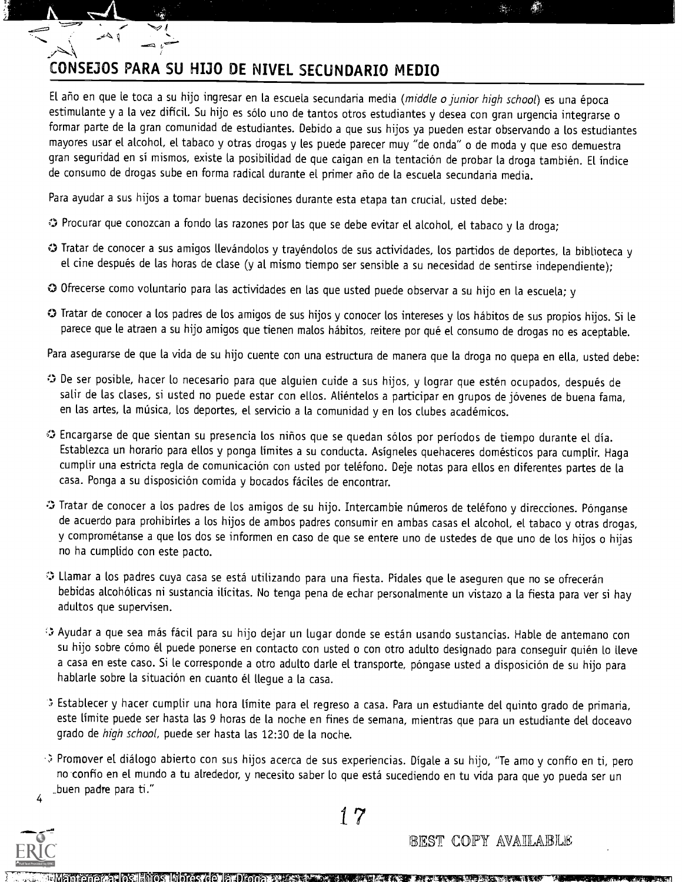## CONSEJOS PARA SU HIJO DE NIVEL SECUNDARIO MEDIO

El año en que le toca a su hijo ingresar en la escuela secundaria media (*middle o junior high school*) es una época estimulante y a la vez difícil. Su hijo es sólo uno de tantos otros estudiantes y desea con gran urgencia integrarse o formar parte de la gran comunidad de estudiantes. Debido a que sus hijos ya pueden estar observando a los estudiantes mayores usar el alcohol, el tabaco y otras drogas y les puede parecer muy "de onda" o de moda y que eso demuestra gran seguridad en sí mismos, existe la posibilidad de que caigan en la tentación de probar la droga también. El índice de consumo de drogas sube en forma radical durante el primer año de la escuela secundaria media.

Para ayudar a sus hijos a tomar buenas decisiones durante esta etapa tan crucial, usted debe:

- Procurar que conozcan a fondo las razones por las que se debe evitar el alcohol, el tabaco y la droga;
- Tratar de conocer a sus amigos llevándolos y trayéndolos de sus actividades, los partidos de deportes, la biblioteca y el cine después de las horas de clase (y al mismo tiempo ser sensible a su necesidad de sentirse independiente);
- Ofrecerse como voluntario para las actividades en las que usted puede observar a su hijo en la escuela; y
- Tratar de conocer a los padres de los amigos de sus hijos y conocer los intereses y los hábitos de sus propios hijos. Si le parece que le atraen a su hijo amigos que tienen malos hábitos, reitere por qué el consumo de drogas no es aceptable.

Para asegurarse de que la vida de su hijo cuente con una estructura de manera que la droga no quepa en ella, usted debe:

- De ser posible, hacer lo necesario para que alguien cuide a sus hijos, y lograr que estén ocupados, después de salir de las clases, si usted no puede estar con ellos. Aliéntelos a participar en grupos de jóvenes de buena fama, en las artes, la música, los deportes, el servicio a la comunidad y en los clubes académicos.
- Encargarse de que sientan su presencia los niños que se quedan sólos por períodos de tiempo durante el día. Establezca un horario para ellos y ponga límites a su conducta. Asígneles quehaceres domésticos para cumplir. Haga cumplir una estricta regla de comunicación con usted por teléfono. Deje notas para ellos en diferentes partes de la casa. Ponga a su disposición comida y bocados fáciles de encontrar.
- Tratar de conocer a los padres de los amigos de su hijo. Intercambie números de teléfono y direcciones. Pónganse de acuerdo para prohibirles a los hijos de ambos padres consumir en ambas casas el alcohol, el tabaco y otras drogas, y comprométanse a que los dos se informen en caso de que se entere uno de ustedes de que uno de los hijos o hijas no ha cumplido con este pacto.
- Llamar a los padres cuya casa se está utilizando para una fiesta. Pídales que le aseguren que no se ofrecerán bebidas alcohólicas ni sustancia ilícitas. No tenga pena de echar personalmente un vistazo a la fiesta para ver si hay adultos que supervisen.
- Ayudar a que sea más fácil para su hijo dejar un lugar donde se están usando sustancias. Hable de antemano con su hijo sobre cómo él puede ponerse en contacto con usted o con otro adulto designado para conseguir quién lo lleve a casa en este caso. Si le corresponde a otro adulto darle el transporte, póngase usted a disposición de su hijo para hablarle sobre la situación en cuanto él llegue a la casa.
- Establecer y hacer cumplir una hora límite para el regreso a casa. Para un estudiante del quinto grado de primaria, este límite puede ser hasta las 9 horas de la noche en fines de semana, mientras que para un estudiante del doceavo grado de *high school*, puede ser hasta las 12:30 de la noche.
- Promover el diálogo abierto con sus hijos acerca de sus experiencias. Dígale a su hijo, "Te amo y confío en ti, pero no confío en el mundo a tu alrededor, y necesito saber lo que está sucediendo en tu vida para que yo pueda ser un buen padre para ti."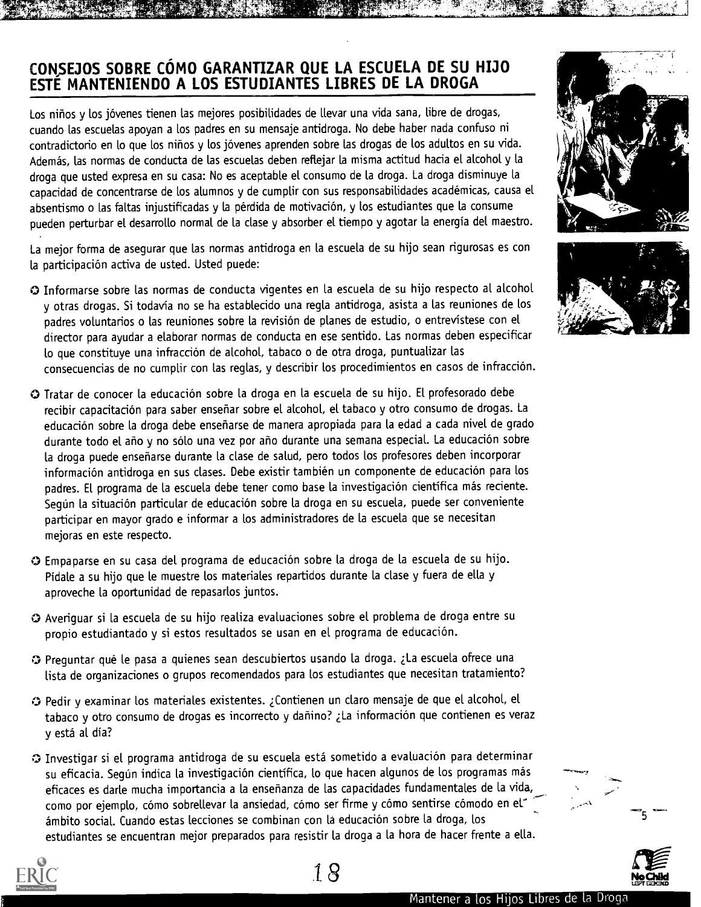## CONSEJOS SOBRE CÓMO GARANTIZAR QUE LA ESCUELA DE SU HIJO ESTÉ MANTENIENDO A LOS ESTUDIANTES LIBRES DE LA DROGA

Los niños y los jóvenes tienen las mejores posibilidades de llevar una vida sana, libre de drogas, cuando las escuelas apoyan a los padres en su mensaje antidroga. No debe haber nada confuso ni contradictorio en lo que los niños y los jóvenes aprenden sobre las drogas de los adultos en su vida. Además, las normas de conducta de las escuelas deben reflejar la misma actitud hacia el alcohol y la droga que usted expresa en su casa: No es aceptable el consumo de la droga. La droga disminuye la capacidad de concentrarse de los alumnos y de cumplir con sus responsabilidades académicas, causa el absentismo o las faltas injustificadas y la pérdida de motivación, y los estudiantes que la consume pueden perturbar el desarrollo normal de la clase y absorber el tiempo y agotar la energía del maestro.

La mejor forma de asegurar que las normas antidroga en la escuela de su hijo sean rigurosas es con la participación activa de usted. Usted puede:

- Informarse sobre las normas de conducta vigentes en la escuela de su hijo respecto al alcohol y otras drogas. Si todavía no se ha establecido una regla antidroga, asista a las reuniones de los padres voluntarios o las reuniones sobre la revisión de planes de estudio, o entrevístese con el director para ayudar a elaborar normas de conducta en ese sentido. Las normas deben especificar lo que constituye una infracción de alcohol, tabaco o de otra droga, puntualizar las consecuencias de no cumplir con las reglas, y describir los procedimientos en casos de infracción.
- Tratar de conocer la educación sobre la droga en la escuela de su hijo. El profesorado debe recibir capacitación para saber enseñar sobre el alcohol, el tabaco y otro consumo de drogas. La educación sobre la droga debe enseñarse de manera apropiada para la edad a cada nivel de grado durante todo el año y no sólo una vez por año durante una semana especial. La educación sobre la droga puede enseñarse durante la clase de salud, pero todos los profesores deben incorporar información antidroga en sus clases. Debe existir también un componente de educación para los padres. El programa de la escuela debe tener como base la investigación científica más reciente. Según la situación particular de educación sobre la droga en su escuela, puede ser conveniente participar en mayor grado e informar a los administradores de la escuela que se necesitan mejoras en este respecto.
- Empaparse en su casa del programa de educación sobre la droga de la escuela de su hijo. Pídale a su hijo que le muestre los materiales repartidos durante la clase y fuera de ella y aproveche la oportunidad de repasarlos juntos.
- Averiguar si la escuela de su hijo realiza evaluaciones sobre el problema de droga entre su propio estudiantado y si estos resultados se usan en el programa de educación.
- Preguntar qué le pasa a quienes sean descubiertos usando la droga. ¿La escuela ofrece una lista de organizaciones o grupos recomendados para los estudiantes que necesitan tratamiento?
- Pedir y examinar los materiales existentes. ¿Contienen un claro mensaje de que el alcohol, el tabaco y otro consumo de drogas es incorrecto y dañino? ¿La información que contienen es veraz y está al día?
- Investigar si el programa antidroga de su escuela está sometido a evaluación para determinar su eficacia. Según indica la investigación científica, lo que hacen algunos de los programas más eficaces es darle mucha importancia a la enseñanza de las capacidades fundamentales de la vida, como por ejemplo, cómo sobrellevar la ansiedad, cómo ser firme y cómo sentirse cómodo en el ámbito social. Cuando estas lecciones se combinan con la educación sobre la droga, los estudiantes se encuentran mejor preparados para resistir la droga a la hora de hacer frente a ella.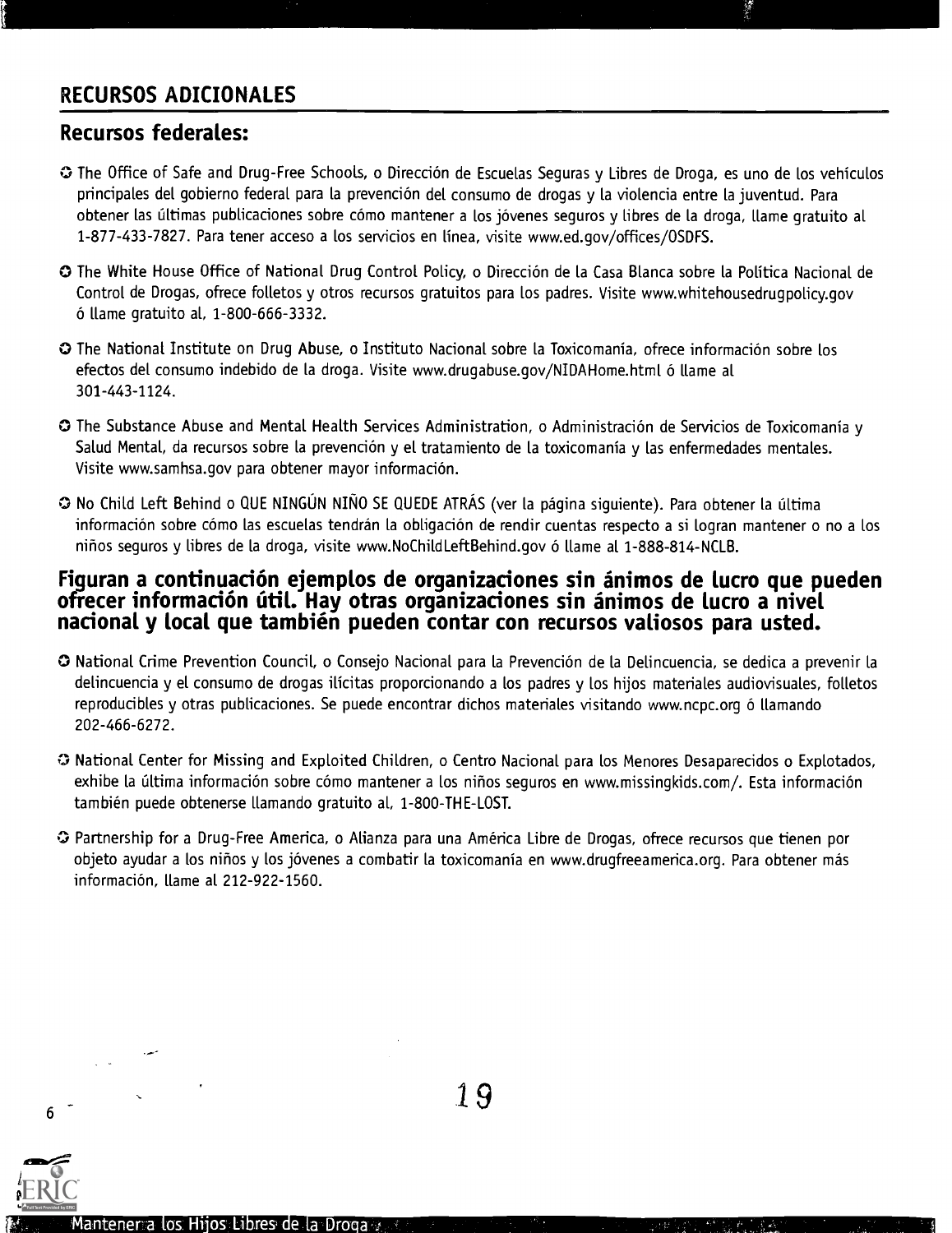## RECURSOS ADICIONALES

### Recursos federales:

- The Office of Safe and Drug-Free Schools, o Dirección de Escuelas Seguras y Libres de Droga, es uno de los vehículos principales del gobierno federal para la prevención del consumo de drogas y la violencia entre la juventud. Para obtener las últimas publicaciones sobre cómo mantener a los jóvenes seguros y libres de la droga, llame gratuito al 1-877-433-7827. Para tener acceso a los servicios en línea, visite www.ed.gov/offices/OSDFS.

- The White House Office of National Drug Control Policy, o Dirección de la Casa Blanca sobre la Política Nacional de Control de Drogas, ofrece folletos y otros recursos gratuitos para los padres. Visite www.whitehousedrugpolicy.gov ó llame gratuito al, 1-800-666-3332.

- The National Institute on Drug Abuse, o Instituto Nacional sobre la Toxicomanía, ofrece información sobre los efectos del consumo indebido de la droga. Visite www.drugabuse.gov/NIDAHome.html ó llame al 301-443-1124.

- The Substance Abuse and Mental Health Services Administration, o Administración de Servicios de Toxicomanía y Salud Mental, da recursos sobre la prevención y el tratamiento de la toxicomanía y las enfermedades mentales. Visite www.samhsa.gov para obtener mayor información.

- No Child Left Behind o QUE NINGÚN NIÑO SE QUEDE ATRÁS (ver la página siguiente). Para obtener la última información sobre cómo las escuelas tendrán la obligación de rendir cuentas respecto a si logran mantener o no a los niños seguros y libres de la droga, visite www.NoChildLeftBehind.gov ó llame al 1-888-814-NCLB.

### Figuran a continuación ejemplos de organizaciones sin ánimos de lucro que pueden ofrecer información útil. Hay otras organizaciones sin ánimos de lucro a nivel nacional y local que también pueden contar con recursos valiosos para usted.

- National Crime Prevention Council, o Consejo Nacional para la Prevención de la Delincuencia, se dedica a prevenir la delincuencia y el consumo de drogas ilícitas proporcionando a los padres y los hijos materiales audiovisuales, folletos reproducibles y otras publicaciones. Se puede encontrar dichos materiales visitando www.ncpc.org ó llamando 202-466-6272.

- National Center for Missing and Exploited Children, o Centro Nacional para los Menores Desaparecidos o Explotados, exhibe la última información sobre cómo mantener a los niños seguros en www.missingkids.com/. Esta información también puede obtenerse llamando gratuito al, 1-800-THE-LOST.

- Partnership for a Drug-Free America, o Alianza para una América Libre de Drogas, ofrece recursos que tienen por objeto ayudar a los niños y los jóvenes a combatir la toxicomanía en www.drugfreeamerica.org. Para obtener más información, llame al 212-922-1560.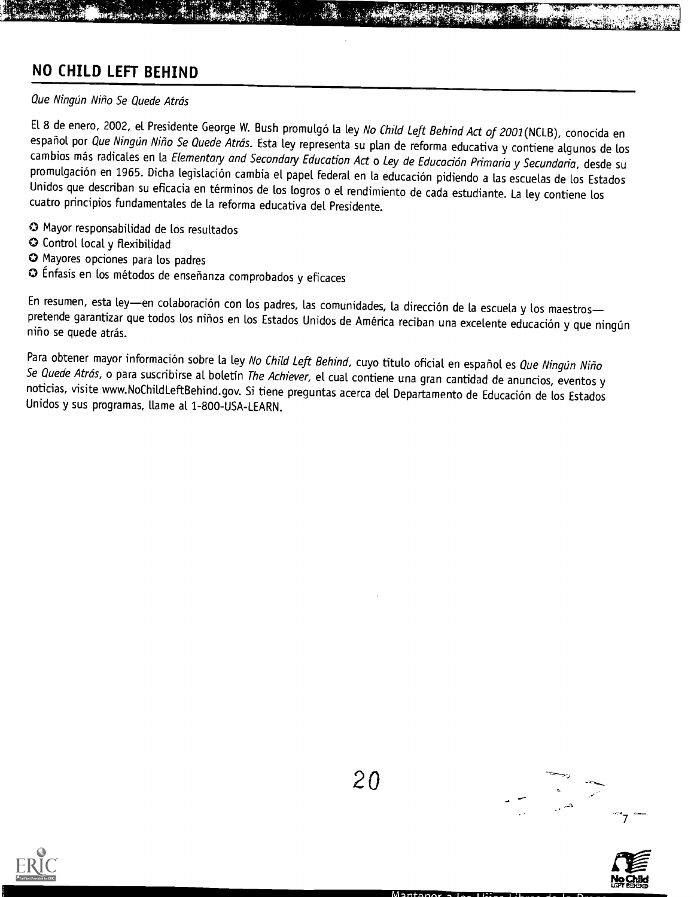## NO CHILD LEFT BEHIND

*Que Ningún Niño Se Quede Atrás*

El 8 de enero, 2002, el Presidente George W. Bush promulgó la ley *No Child Left Behind Act of 2001*(NCLB), conocida en español por *Que Ningún Niño Se Quede Atrás*. Esta ley representa su plan de reforma educativa y contiene algunos de los cambios más radicales en la *Elementary and Secondary Education Act* o *Ley de Educación Primaria y Secundaria*, desde su promulgación en 1965. Dicha legislación cambia el papel federal en la educación pidiendo a las escuelas de los Estados Unidos que describan su eficacia en términos de los logros o el rendimiento de cada estudiante. La ley contiene los cuatro principios fundamentales de la reforma educativa del Presidente.

- Mayor responsabilidad de los resultados
- Control local y flexibilidad
- Mayores opciones para los padres
- Énfasis en los métodos de enseñanza comprobados y eficaces

En resumen, esta ley—en colaboración con los padres, las comunidades, la dirección de la escuela y los maestros—pretende garantizar que todos los niños en los Estados Unidos de América reciban una excelente educación y que ningún niño se quede atrás.

Para obtener mayor información sobre la ley *No Child Left Behind*, cuyo título oficial en español es *Que Ningún Niño Se Quede Atrás*, o para suscribirse al boletín *The Achiever*, el cual contiene una gran cantidad de anuncios, eventos y noticias, visite www.NoChildLeftBehind.gov. Si tiene preguntas acerca del Departamento de Educación de los Estados Unidos y sus programas, llame al 1-800-USA-LEARN.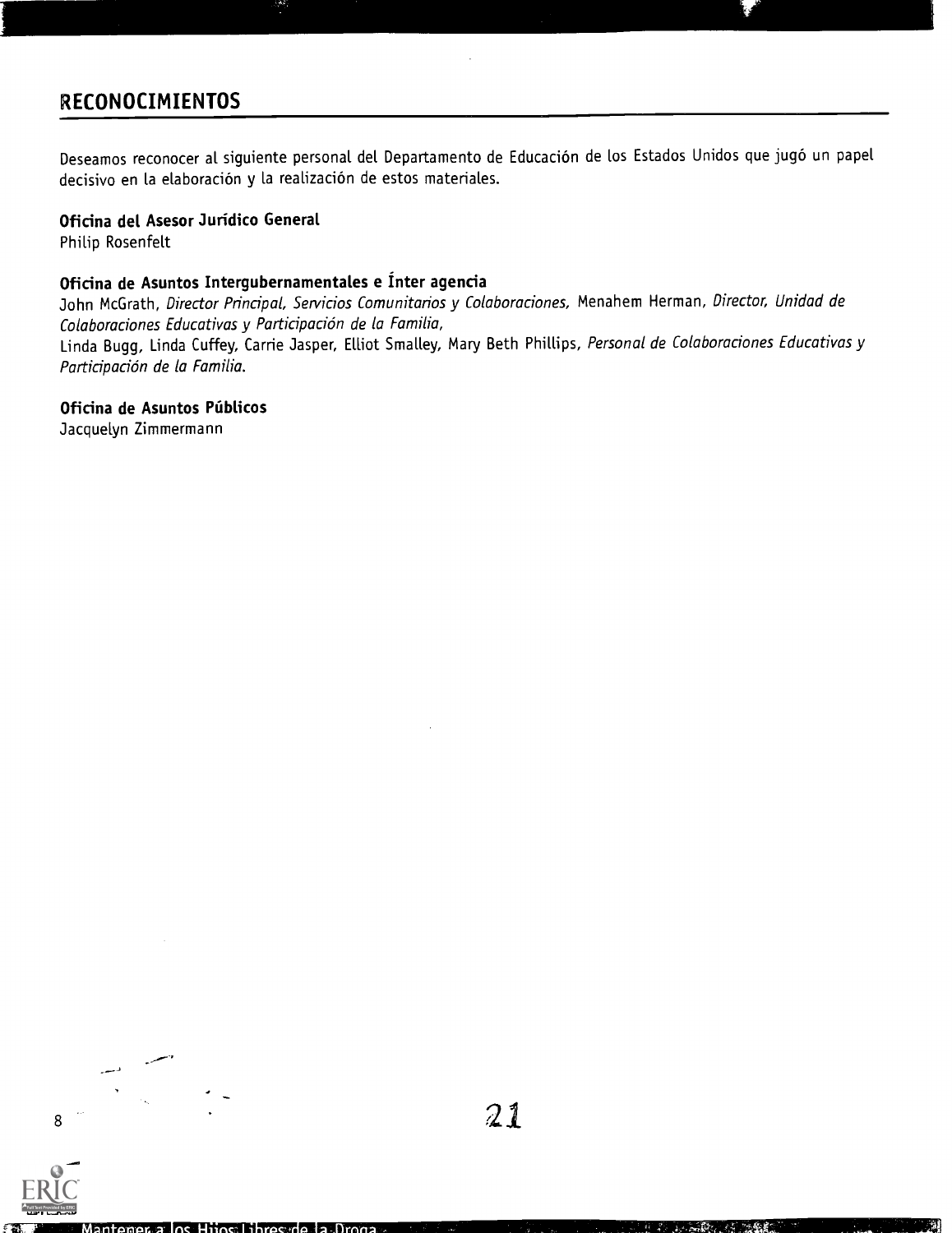## RECONOCIMIENTOS

Deseamos reconocer al siguiente personal del Departamento de Educación de los Estados Unidos que jugó un papel decisivo en la elaboración y la realización de estos materiales.

**Oficina del Asesor Jurídico General**
Philip Rosenfelt

**Oficina de Asuntos Intergubernamentales e Ínter agencia**
John McGrath, *Director Principal, Servicios Comunitarios y Colaboraciones,* Menahem Herman, *Director, Unidad de Colaboraciones Educativas y Participación de la Familia,*
Linda Bugg, Linda Cuffey, Carrie Jasper, Elliot Smalley, Mary Beth Phillips, *Personal de Colaboraciones Educativas y Participación de la Familia.*

**Oficina de Asuntos Públicos**
Jacquelyn Zimmermann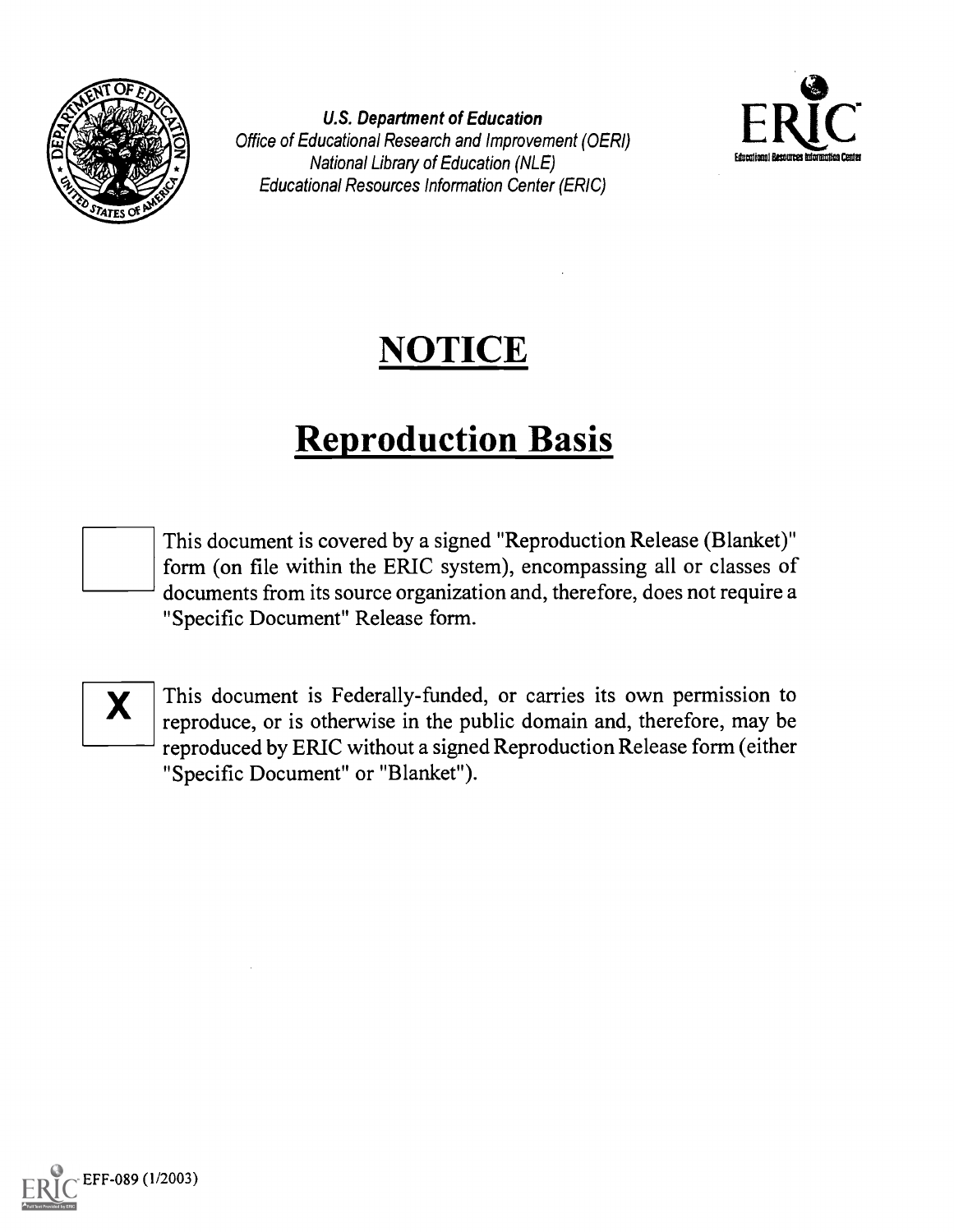***U.S. Department of Education***
*Office of Educational Research and Improvement (OERI)*
*National Library of Education (NLE)*
*Educational Resources Information Center (ERIC)*

# NOTICE

# Reproduction Basis

- [ ] This document is covered by a signed "Reproduction Release (Blanket)" form (on file within the ERIC system), encompassing all or classes of documents from its source organization and, therefore, does not require a "Specific Document" Release form.

- [x] This document is Federally-funded, or carries its own permission to reproduce, or is otherwise in the public domain and, therefore, may be reproduced by ERIC without a signed Reproduction Release form (either "Specific Document" or "Blanket").

EFF-089 (1/2003)